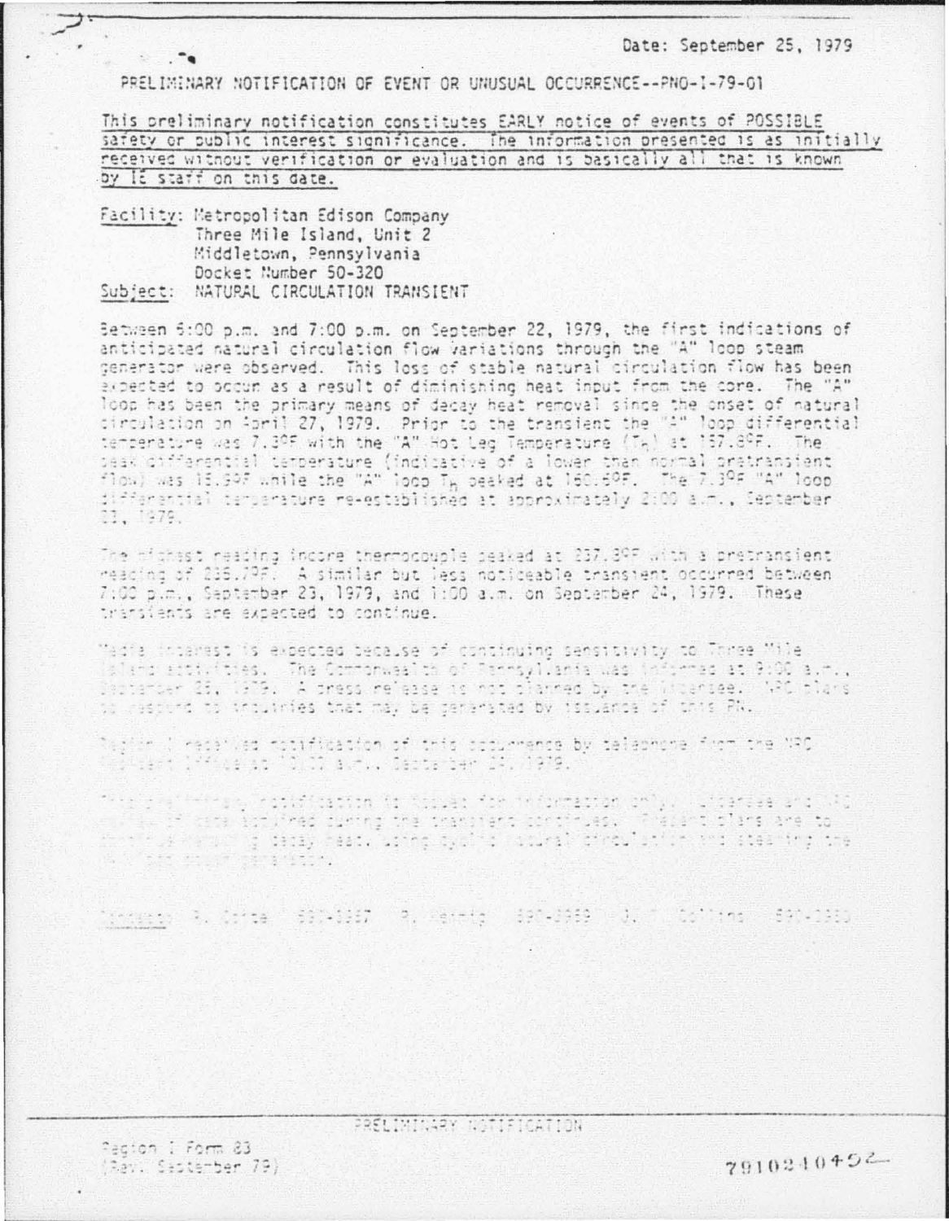Date: September 25, 1979

PRELIMINARY NOTIFICATION OF EVENT OR UNUSUAL OCCURRENCE--PNO-I-79-01

This preliminary notification constitutes EARLY notice of events of POSSIBLE safety or public interest significance. The information presented is as initially received without verification or evaluation and is basically all that is known by IE staff on this date.

Facility: Metropolitan Edison Company
Three Mile Island, Unit 2
Middletown, Pennsylvania
Docket Number 50-320

Subject: NATURAL CIRCULATION TRANSIENT

Between 6:00 p.m. and 7:00 p.m. on September 22, 1979, the first indications of anticipated natural circulation flow variations through the "A" loop steam generator were observed. This loss of stable natural circulation flow has been expected to occur as a result of diminishing heat input from the core. The "A" loop has been the primary means of decay heat removal since the onset of natural circulation on April 27, 1979. Prior to the transient the "A" loop differential temperature was 7.3°F with the "A" Hot Leg Temperature ($T_H$) at 157.8°F. The peak differential temperature (indicative of a lower than normal pretransient flow) was 15.9°F while the "A" loop $T_H$ peaked at 160.6°F. The 7.3°F "A" loop differential temperature re-established at approximately 2:00 a.m., September 23, 1979.

The highest reading incore thermocouple peaked at 237.8°F with a pretransient reading of 235.7°F. A similar but less noticeable transient occurred between 7:00 p.m., September 23, 1979, and 1:00 a.m. on September 24, 1979. These transients are expected to continue.

Media interest is expected because of continuing sensitivity to Three Mile Island activities. The Commonwealth of Pennsylvania was informed at 9:00 a.m., September 25, 1979. A press release is not planned by the licensee. NRC plans to respond to inquiries that may be generated by issuance of this PN.

Region I received notification of this occurrence by telephone from the NRC Resident Inspector at 10:00 a.m., September 24, 1979.

This preliminary notification is issued for information only. Licensee and NRC review of data obtained during the transient continues. Present plans are to continue removing decay heat, using cyclic natural circulation and steaming the "A" loop steam generator.

Contact: R. Cotta 590-5557 R. Heimig 590-5559 J. T. Collins 590-5550

PRELIMINARY NOTIFICATION

Region I Form 83
(Rev. September 79)

7910240492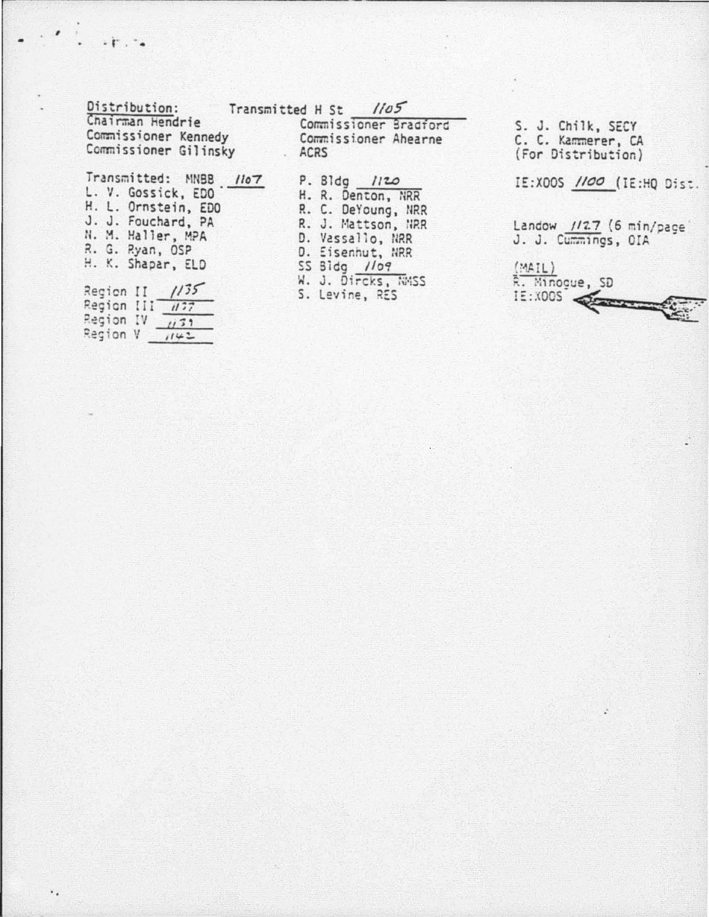Distribution: Transmitted H St *1105*

Chairman Hendrie
Commissioner Kennedy
Commissioner Gilinsky

Commissioner Bradford
Commissioner Ahearne
ACRS

S. J. Chilk, SECY
C. C. Kammerer, CA
(For Distribution)

Transmitted: MNBB *1107*
L. V. Gossick, EDO
H. L. Ornstein, EDO
J. J. Fouchard, PA
N. M. Haller, MPA
R. G. Ryan, OSP
H. K. Shapar, ELD

P. Bldg *1120*
H. R. Denton, NRR
R. C. DeYoung, NRR
R. J. Mattson, NRR
D. Vassallo, NRR
D. Eisenhut, NRR

IE:XOOS *1100* (IE:HQ Dist.

Landow *1127* (6 min/page
J. J. Cummings, OIA

Region II *1135*
Region III *1137*
Region IV *1131*
Region V *1142*

SS Bldg *1109*
W. J. Dircks, NMSS
S. Levine, RES

(MAIL)
R. Minogue, SD
IE:XOOS